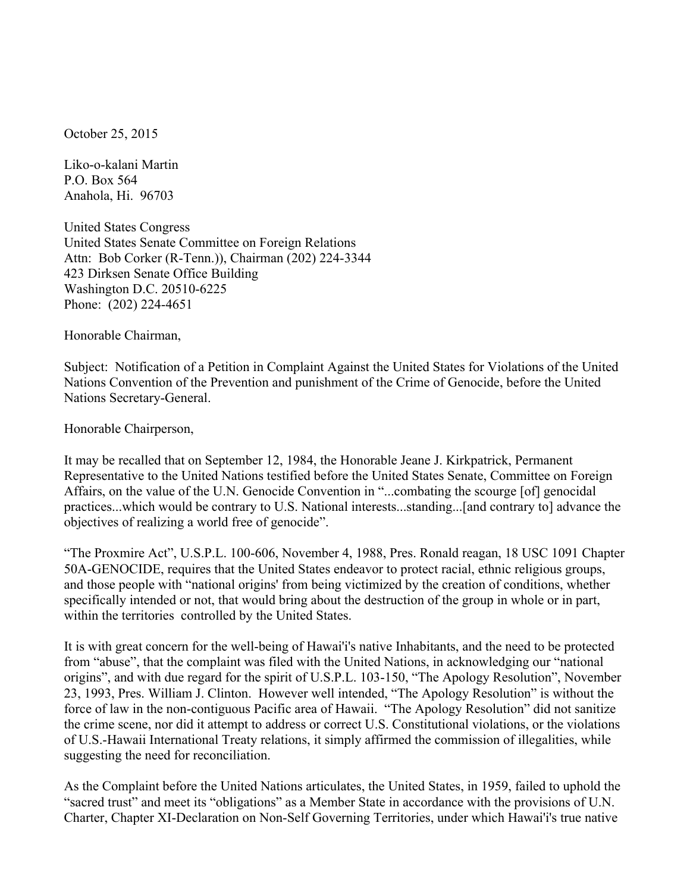October 25, 2015

Liko-o-kalani Martin
P.O. Box 564
Anahola, Hi. 96703

United States Congress
United States Senate Committee on Foreign Relations
Attn: Bob Corker (R-Tenn.)), Chairman (202) 224-3344
423 Dirksen Senate Office Building
Washington D.C. 20510-6225
Phone: (202) 224-4651

Honorable Chairman,

Subject: Notification of a Petition in Complaint Against the United States for Violations of the United Nations Convention of the Prevention and punishment of the Crime of Genocide, before the United Nations Secretary-General.

Honorable Chairperson,

It may be recalled that on September 12, 1984, the Honorable Jeane J. Kirkpatrick, Permanent Representative to the United Nations testified before the United States Senate, Committee on Foreign Affairs, on the value of the U.N. Genocide Convention in "...combating the scourge [of] genocidal practices...which would be contrary to U.S. National interests...standing...[and contrary to] advance the objectives of realizing a world free of genocide".

"The Proxmire Act", U.S.P.L. 100-606, November 4, 1988, Pres. Ronald reagan, 18 USC 1091 Chapter 50A-GENOCIDE, requires that the United States endeavor to protect racial, ethnic religious groups, and those people with "national origins' from being victimized by the creation of conditions, whether specifically intended or not, that would bring about the destruction of the group in whole or in part, within the territories controlled by the United States.

It is with great concern for the well-being of Hawai'i's native Inhabitants, and the need to be protected from "abuse", that the complaint was filed with the United Nations, in acknowledging our "national origins", and with due regard for the spirit of U.S.P.L. 103-150, "The Apology Resolution", November 23, 1993, Pres. William J. Clinton. However well intended, "The Apology Resolution" is without the force of law in the non-contiguous Pacific area of Hawaii. "The Apology Resolution" did not sanitize the crime scene, nor did it attempt to address or correct U.S. Constitutional violations, or the violations of U.S.-Hawaii International Treaty relations, it simply affirmed the commission of illegalities, while suggesting the need for reconciliation.

As the Complaint before the United Nations articulates, the United States, in 1959, failed to uphold the "sacred trust" and meet its "obligations" as a Member State in accordance with the provisions of U.N. Charter, Chapter XI-Declaration on Non-Self Governing Territories, under which Hawai'i's true native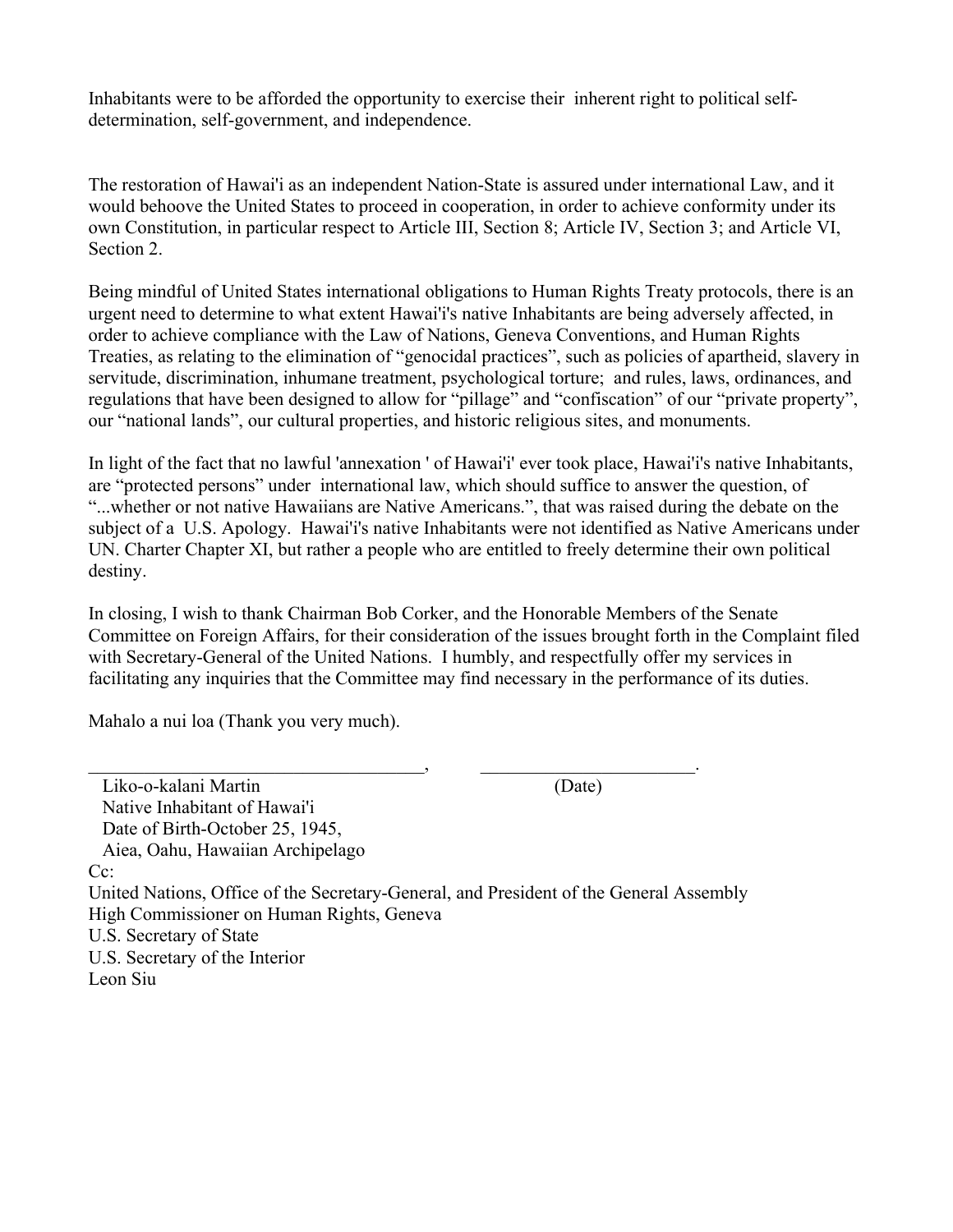Inhabitants were to be afforded the opportunity to exercise their inherent right to political self-determination, self-government, and independence.

The restoration of Hawai'i as an independent Nation-State is assured under international Law, and it would behoove the United States to proceed in cooperation, in order to achieve conformity under its own Constitution, in particular respect to Article III, Section 8; Article IV, Section 3; and Article VI, Section 2.

Being mindful of United States international obligations to Human Rights Treaty protocols, there is an urgent need to determine to what extent Hawai'i's native Inhabitants are being adversely affected, in order to achieve compliance with the Law of Nations, Geneva Conventions, and Human Rights Treaties, as relating to the elimination of "genocidal practices", such as policies of apartheid, slavery in servitude, discrimination, inhumane treatment, psychological torture; and rules, laws, ordinances, and regulations that have been designed to allow for "pillage" and "confiscation" of our "private property", our "national lands", our cultural properties, and historic religious sites, and monuments.

In light of the fact that no lawful 'annexation ' of Hawai'i' ever took place, Hawai'i's native Inhabitants, are "protected persons" under international law, which should suffice to answer the question, of "...whether or not native Hawaiians are Native Americans.", that was raised during the debate on the subject of a U.S. Apology. Hawai'i's native Inhabitants were not identified as Native Americans under UN. Charter Chapter XI, but rather a people who are entitled to freely determine their own political destiny.

In closing, I wish to thank Chairman Bob Corker, and the Honorable Members of the Senate Committee on Foreign Affairs, for their consideration of the issues brought forth in the Complaint filed with Secretary-General of the United Nations. I humbly, and respectfully offer my services in facilitating any inquiries that the Committee may find necessary in the performance of its duties.

Mahalo a nui loa (Thank you very much).

\_\_\_\_\_\_\_\_\_\_\_\_\_\_\_\_\_\_\_\_\_\_\_\_\_\_\_\_\_\_\_\_\_\_\_\_\_\_, \_\_\_\_\_\_\_\_\_\_\_\_\_\_\_\_\_\_\_\_\_\_\_\_.

Liko-o-kalani Martin (Date)
Native Inhabitant of Hawai'i
Date of Birth-October 25, 1945,
Aiea, Oahu, Hawaiian Archipelago

Cc:
United Nations, Office of the Secretary-General, and President of the General Assembly
High Commissioner on Human Rights, Geneva
U.S. Secretary of State
U.S. Secretary of the Interior
Leon Siu